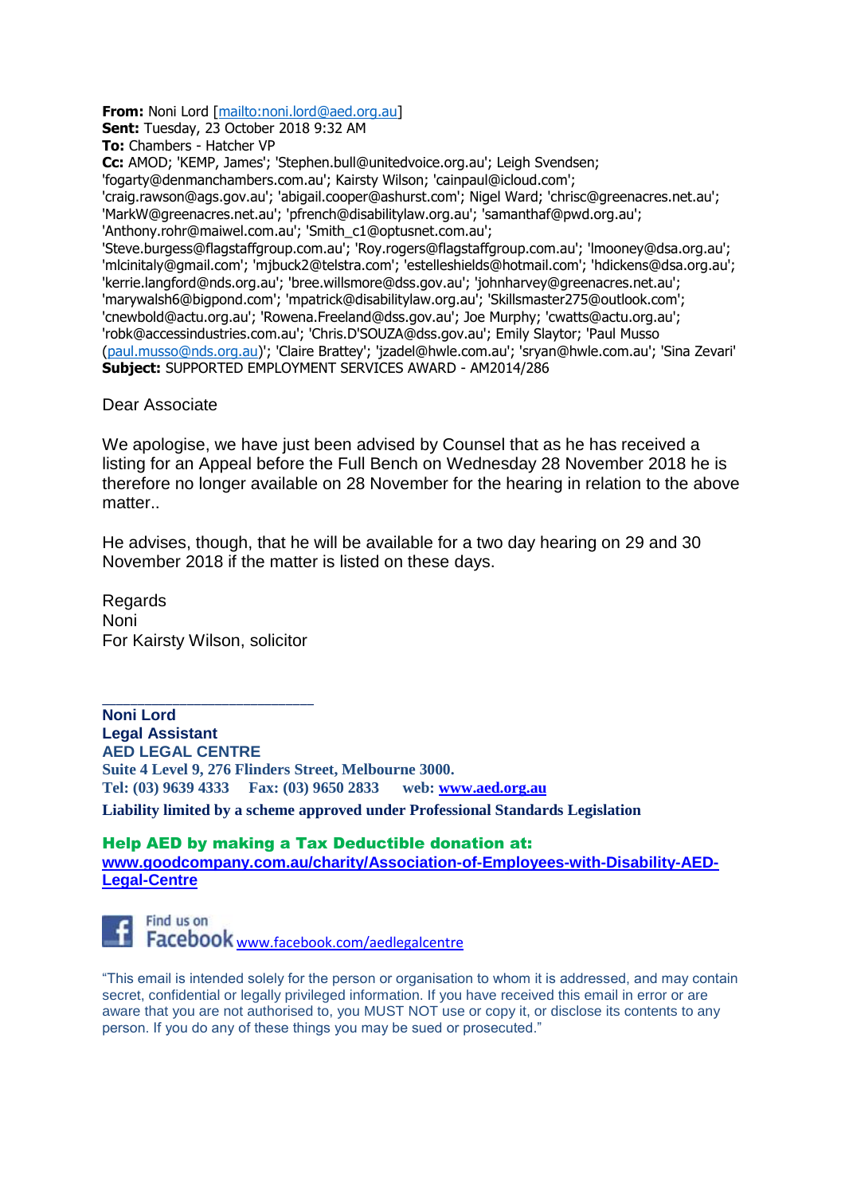**From:** Noni Lord [mailto:noni.lord@aed.org.au]
**Sent:** Tuesday, 23 October 2018 9:32 AM
**To:** Chambers - Hatcher VP
**Cc:** AMOD; 'KEMP, James'; 'Stephen.bull@unitedvoice.org.au'; Leigh Svendsen; 'fogarty@denmanchambers.com.au'; Kairsty Wilson; 'cainpaul@icloud.com'; 'craig.rawson@ags.gov.au'; 'abigail.cooper@ashurst.com'; Nigel Ward; 'chrisc@greenacres.net.au'; 'MarkW@greenacres.net.au'; 'pfrench@disabilitylaw.org.au'; 'samanthaf@pwd.org.au'; 'Anthony.rohr@maiwel.com.au'; 'Smith_c1@optusnet.com.au'; 'Steve.burgess@flagstaffgroup.com.au'; 'Roy.rogers@flagstaffgroup.com.au'; 'lmooney@dsa.org.au'; 'mlcinitaly@gmail.com'; 'mjbuck2@telstra.com'; 'estelleshields@hotmail.com'; 'hdickens@dsa.org.au'; 'kerrie.langford@nds.org.au'; 'bree.willsmore@dss.gov.au'; 'johnharvey@greenacres.net.au'; 'marywalsh6@bigpond.com'; 'mpatrick@disabilitylaw.org.au'; 'Skillsmaster275@outlook.com'; 'cnewbold@actu.org.au'; 'Rowena.Freeland@dss.gov.au'; Joe Murphy; 'cwatts@actu.org.au'; 'robk@accessindustries.com.au'; 'Chris.D'SOUZA@dss.gov.au'; Emily Slaytor; 'Paul Musso (paul.musso@nds.org.au)'; 'Claire Brattey'; 'jzadel@hwle.com.au'; 'sryan@hwle.com.au'; 'Sina Zevari'
**Subject:** SUPPORTED EMPLOYMENT SERVICES AWARD - AM2014/286

Dear Associate

We apologise, we have just been advised by Counsel that as he has received a listing for an Appeal before the Full Bench on Wednesday 28 November 2018 he is therefore no longer available on 28 November for the hearing in relation to the above matter..

He advises, though, that he will be available for a two day hearing on 29 and 30 November 2018 if the matter is listed on these days.

Regards
Noni
For Kairsty Wilson, solicitor

---

**Noni Lord**
**Legal Assistant**
**AED LEGAL CENTRE**
**Suite 4 Level 9, 276 Flinders Street, Melbourne 3000.**
**Tel: (03) 9639 4333 Fax: (03) 9650 2833 web: www.aed.org.au**
**Liability limited by a scheme approved under Professional Standards Legislation**

**Help AED by making a Tax Deductible donation at:**
**www.goodcompany.com.au/charity/Association-of-Employees-with-Disability-AED-Legal-Centre**

Find us on Facebook www.facebook.com/aedlegalcentre

"This email is intended solely for the person or organisation to whom it is addressed, and may contain secret, confidential or legally privileged information. If you have received this email in error or are aware that you are not authorised to, you MUST NOT use or copy it, or disclose its contents to any person. If you do any of these things you may be sued or prosecuted."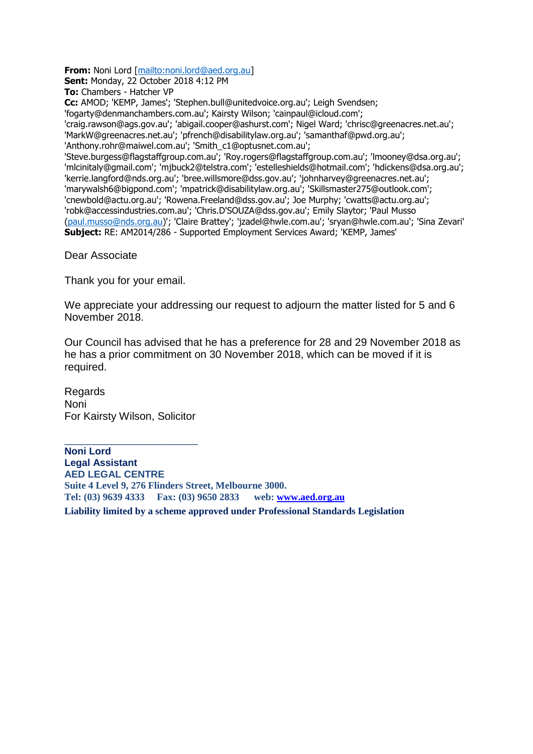**From:** Noni Lord [mailto:noni.lord@aed.org.au]
**Sent:** Monday, 22 October 2018 4:12 PM
**To:** Chambers - Hatcher VP
**Cc:** AMOD; 'KEMP, James'; 'Stephen.bull@unitedvoice.org.au'; Leigh Svendsen; 'fogarty@denmanchambers.com.au'; Kairsty Wilson; 'cainpaul@icloud.com'; 'craig.rawson@ags.gov.au'; 'abigail.cooper@ashurst.com'; Nigel Ward; 'chrisc@greenacres.net.au'; 'MarkW@greenacres.net.au'; 'pfrench@disabilitylaw.org.au'; 'samanthaf@pwd.org.au'; 'Anthony.rohr@maiwel.com.au'; 'Smith_c1@optusnet.com.au'; 'Steve.burgess@flagstaffgroup.com.au'; 'Roy.rogers@flagstaffgroup.com.au'; 'lmooney@dsa.org.au'; 'mlcinitaly@gmail.com'; 'mjbuck2@telstra.com'; 'estelleshields@hotmail.com'; 'hdickens@dsa.org.au'; 'kerrie.langford@nds.org.au'; 'bree.willsmore@dss.gov.au'; 'johnharvey@greenacres.net.au'; 'marywalsh6@bigpond.com'; 'mpatrick@disabilitylaw.org.au'; 'Skillsmaster275@outlook.com'; 'cnewbold@actu.org.au'; 'Rowena.Freeland@dss.gov.au'; Joe Murphy; 'cwatts@actu.org.au'; 'robk@accessindustries.com.au'; 'Chris.D'SOUZA@dss.gov.au'; Emily Slaytor; 'Paul Musso (paul.musso@nds.org.au)'; 'Claire Brattey'; 'jzadel@hwle.com.au'; 'sryan@hwle.com.au'; 'Sina Zevari'
**Subject:** RE: AM2014/286 - Supported Employment Services Award; 'KEMP, James'

Dear Associate

Thank you for your email.

We appreciate your addressing our request to adjourn the matter listed for 5 and 6 November 2018.

Our Council has advised that he has a preference for 28 and 29 November 2018 as he has a prior commitment on 30 November 2018, which can be moved if it is required.

Regards
Noni
For Kairsty Wilson, Solicitor

\_\_\_\_\_\_\_\_\_\_\_\_\_\_\_\_\_\_\_\_\_\_\_\_\_

**Noni Lord**
**Legal Assistant**
**AED LEGAL CENTRE**
**Suite 4 Level 9, 276 Flinders Street, Melbourne 3000.**
**Tel: (03) 9639 4333    Fax: (03) 9650 2833    web: www.aed.org.au**
**Liability limited by a scheme approved under Professional Standards Legislation**